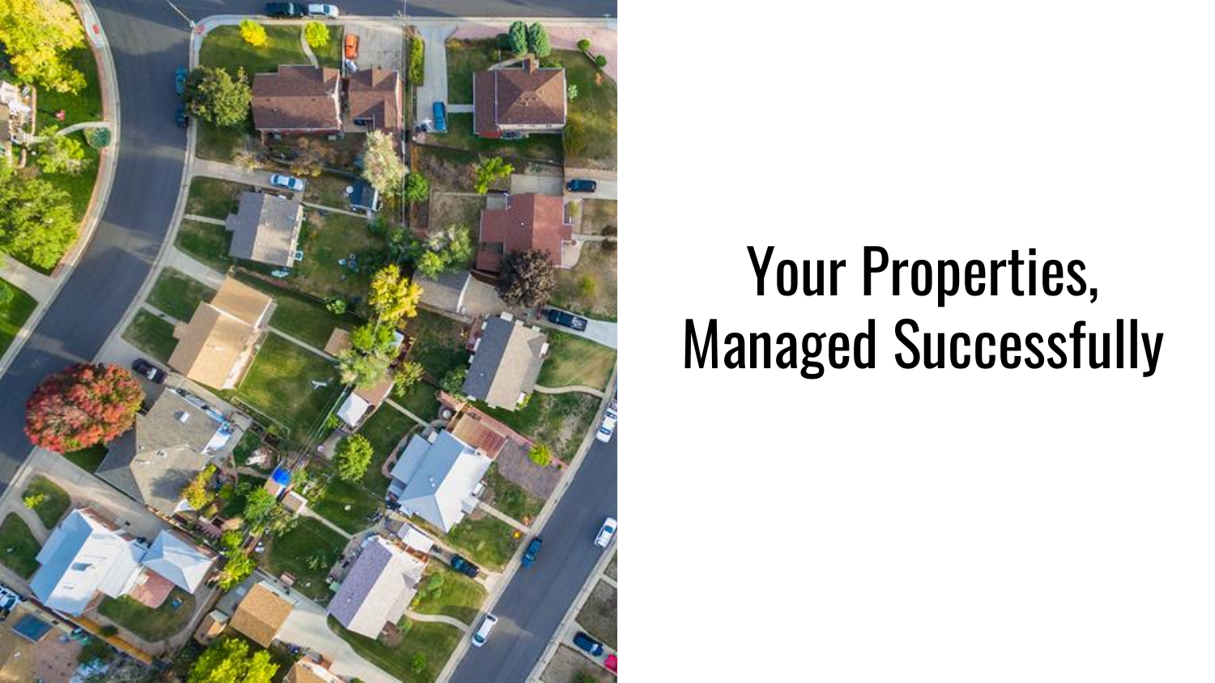# Your Properties, Managed Successfully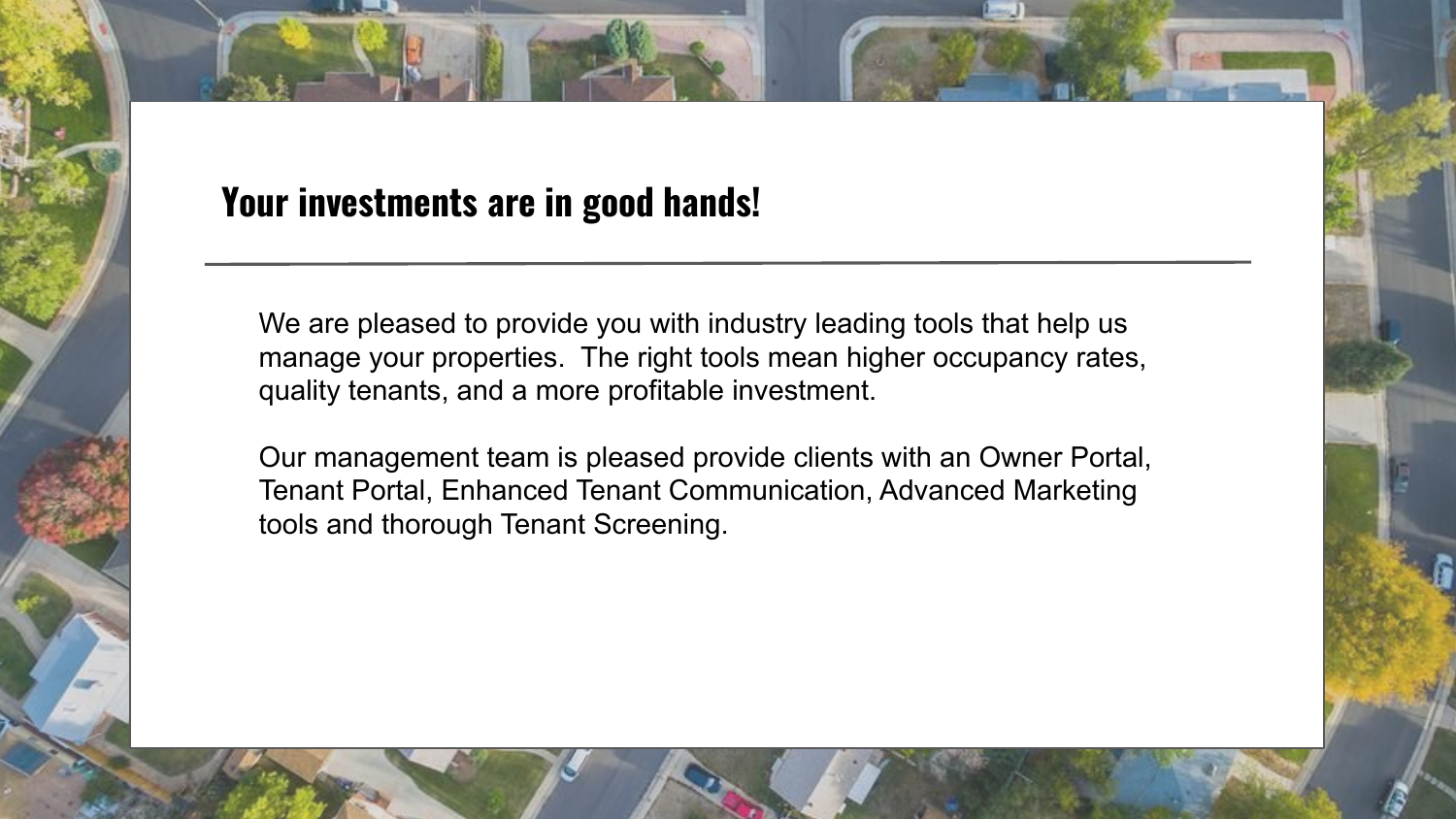## Your investments are in good hands!

---

We are pleased to provide you with industry leading tools that help us manage your properties.  The right tools mean higher occupancy rates, quality tenants, and a more profitable investment.

Our management team is pleased provide clients with an Owner Portal, Tenant Portal, Enhanced Tenant Communication, Advanced Marketing tools and thorough Tenant Screening.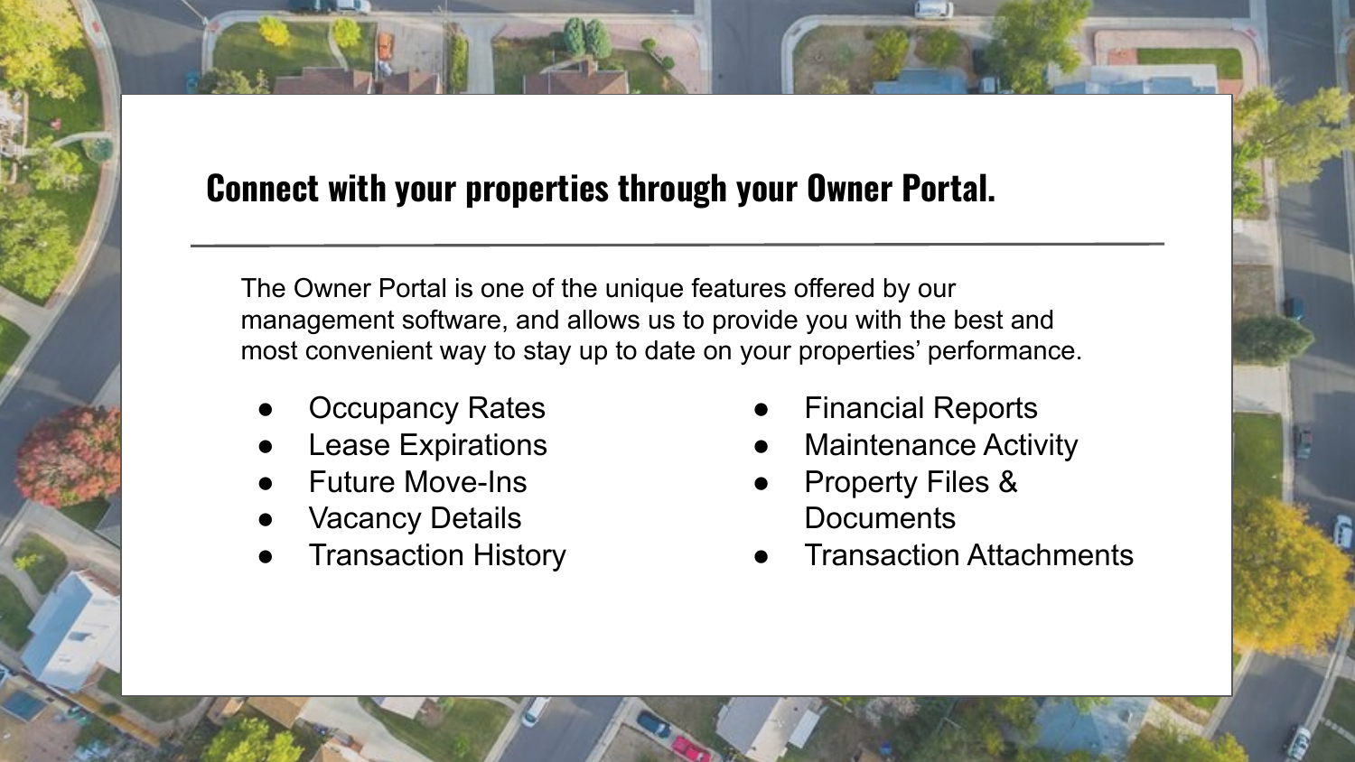## Connect with your properties through your Owner Portal.

---

The Owner Portal is one of the unique features offered by our management software, and allows us to provide you with the best and most convenient way to stay up to date on your properties' performance.

- Occupancy Rates
- Lease Expirations
- Future Move-Ins
- Vacancy Details
- Transaction History
- Financial Reports
- Maintenance Activity
- Property Files & Documents
- Transaction Attachments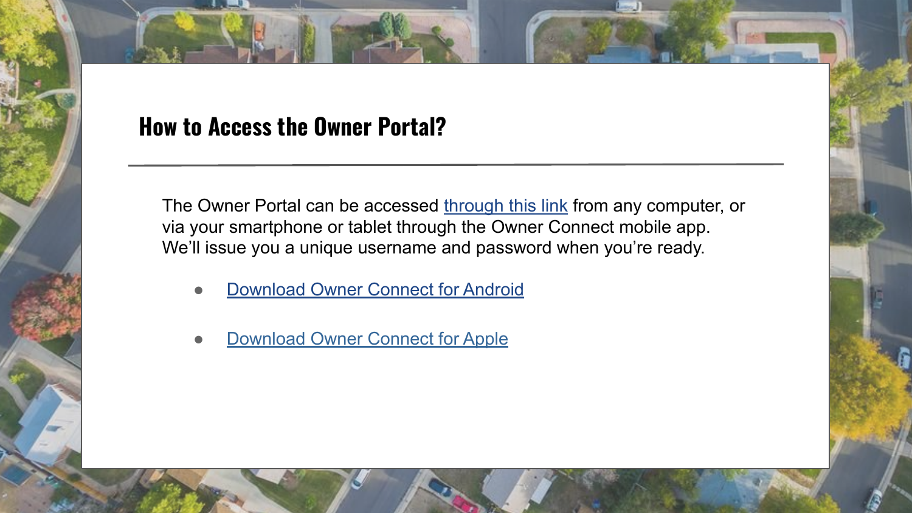## How to Access the Owner Portal?

The Owner Portal can be accessed through this link from any computer, or via your smartphone or tablet through the Owner Connect mobile app. We'll issue you a unique username and password when you're ready.

- Download Owner Connect for Android
- Download Owner Connect for Apple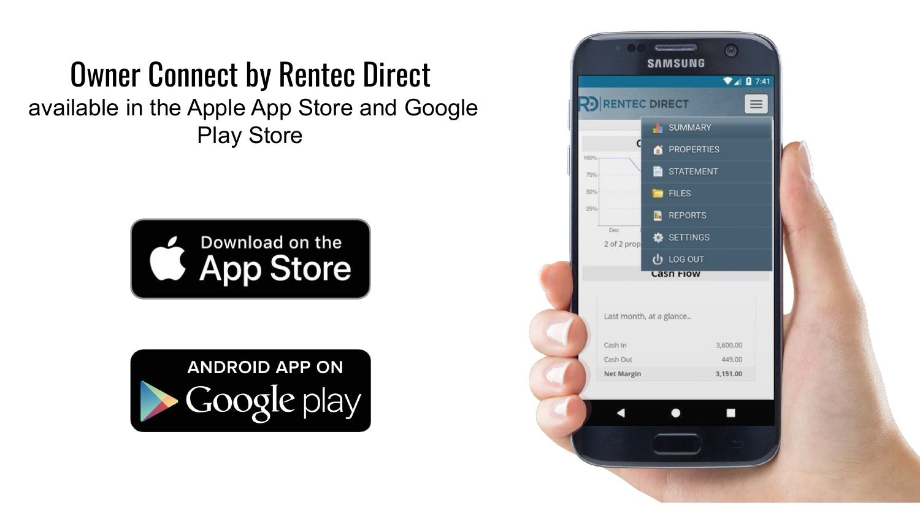# Owner Connect by Rentec Direct

available in the Apple App Store and Google Play Store

Download on the App Store

ANDROID APP ON Google play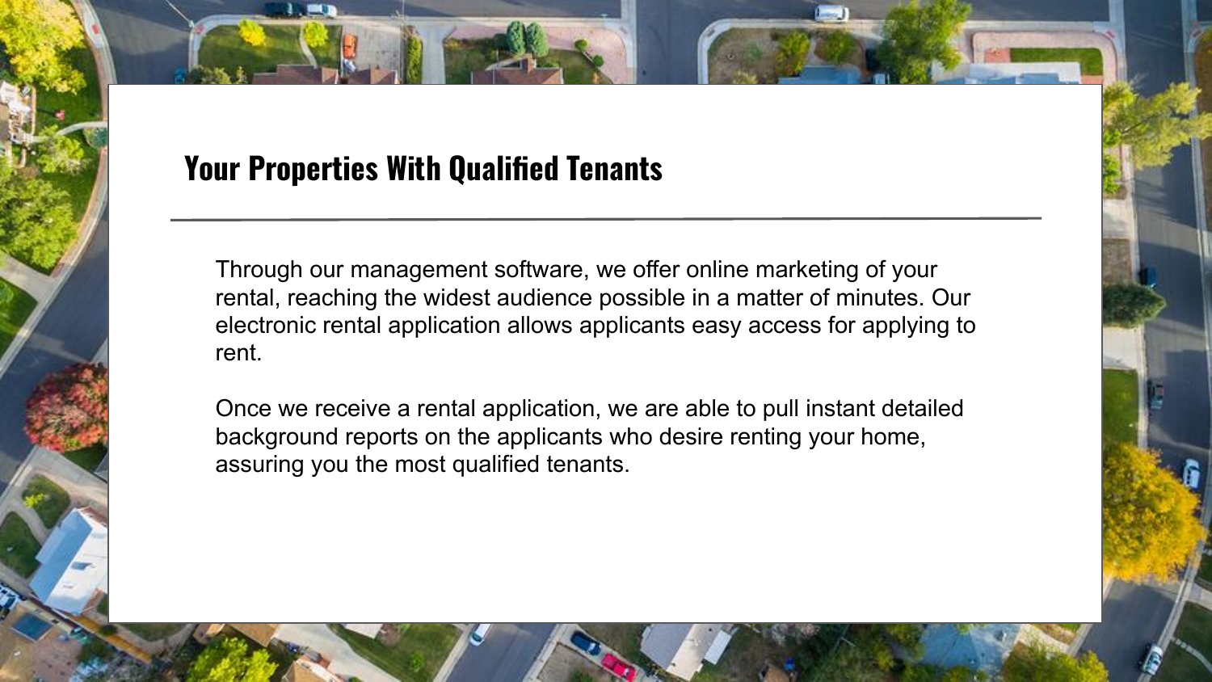## Your Properties With Qualified Tenants

Through our management software, we offer online marketing of your rental, reaching the widest audience possible in a matter of minutes. Our electronic rental application allows applicants easy access for applying to rent.

Once we receive a rental application, we are able to pull instant detailed background reports on the applicants who desire renting your home, assuring you the most qualified tenants.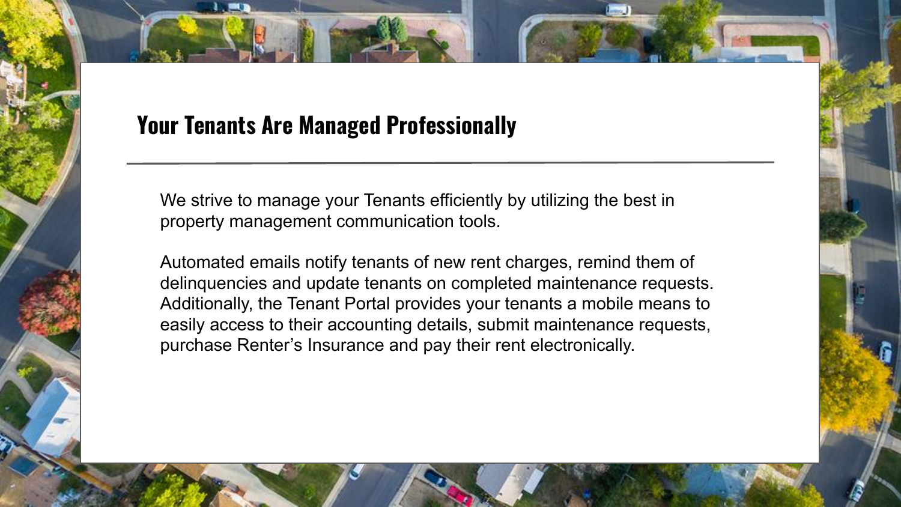## Your Tenants Are Managed Professionally

We strive to manage your Tenants efficiently by utilizing the best in property management communication tools.

Automated emails notify tenants of new rent charges, remind them of delinquencies and update tenants on completed maintenance requests. Additionally, the Tenant Portal provides your tenants a mobile means to easily access to their accounting details, submit maintenance requests, purchase Renter's Insurance and pay their rent electronically.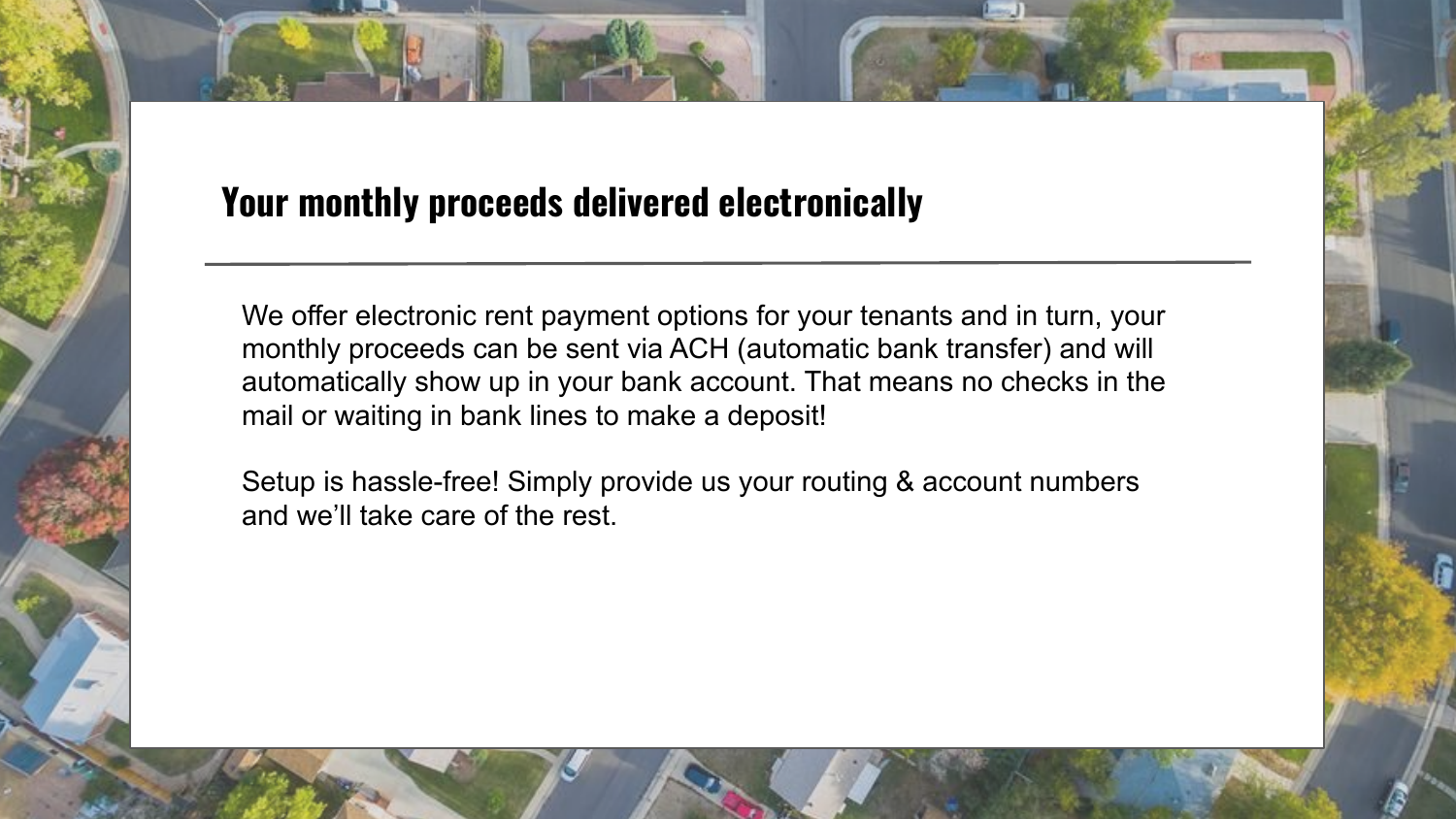## Your monthly proceeds delivered electronically

We offer electronic rent payment options for your tenants and in turn, your monthly proceeds can be sent via ACH (automatic bank transfer) and will automatically show up in your bank account. That means no checks in the mail or waiting in bank lines to make a deposit!

Setup is hassle-free! Simply provide us your routing & account numbers and we'll take care of the rest.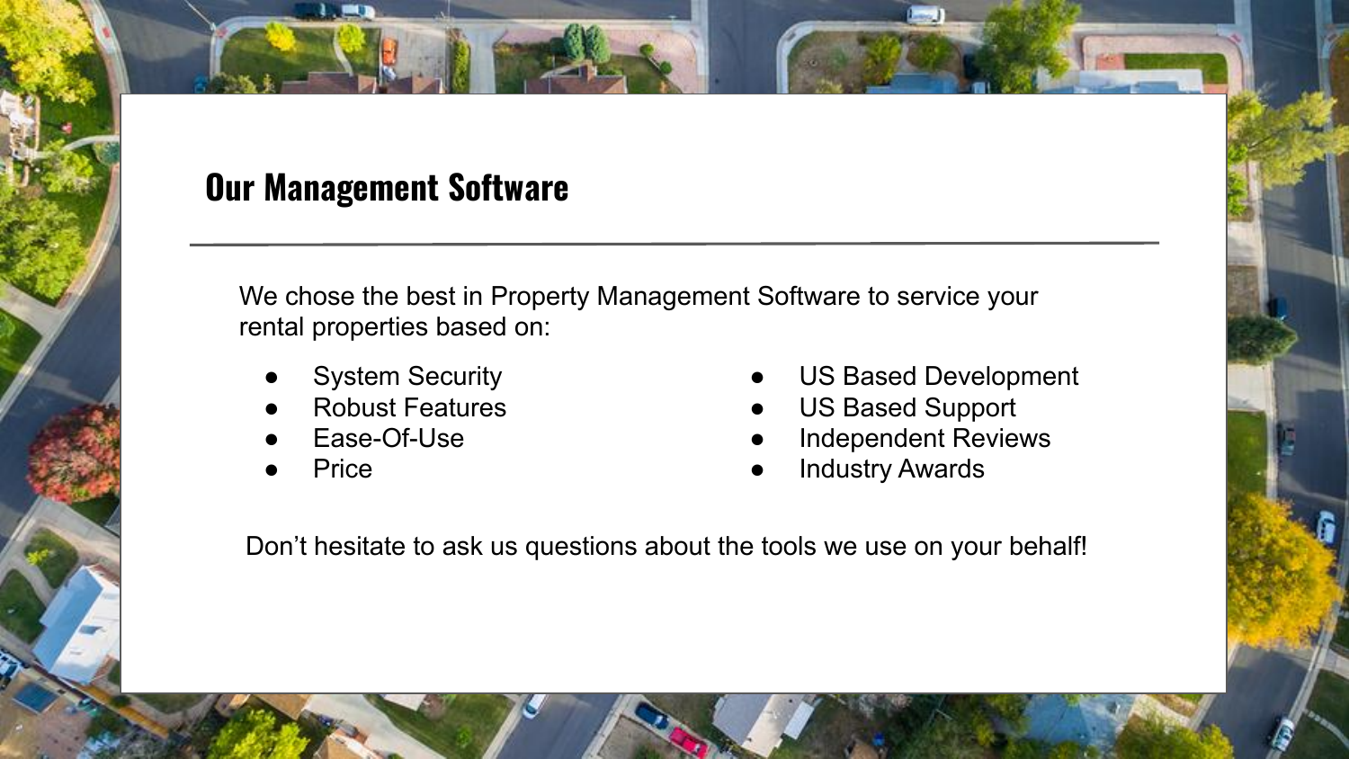# Our Management Software

We chose the best in Property Management Software to service your rental properties based on:

- System Security
- Robust Features
- Ease-Of-Use
- Price
- US Based Development
- US Based Support
- Independent Reviews
- Industry Awards

Don't hesitate to ask us questions about the tools we use on your behalf!